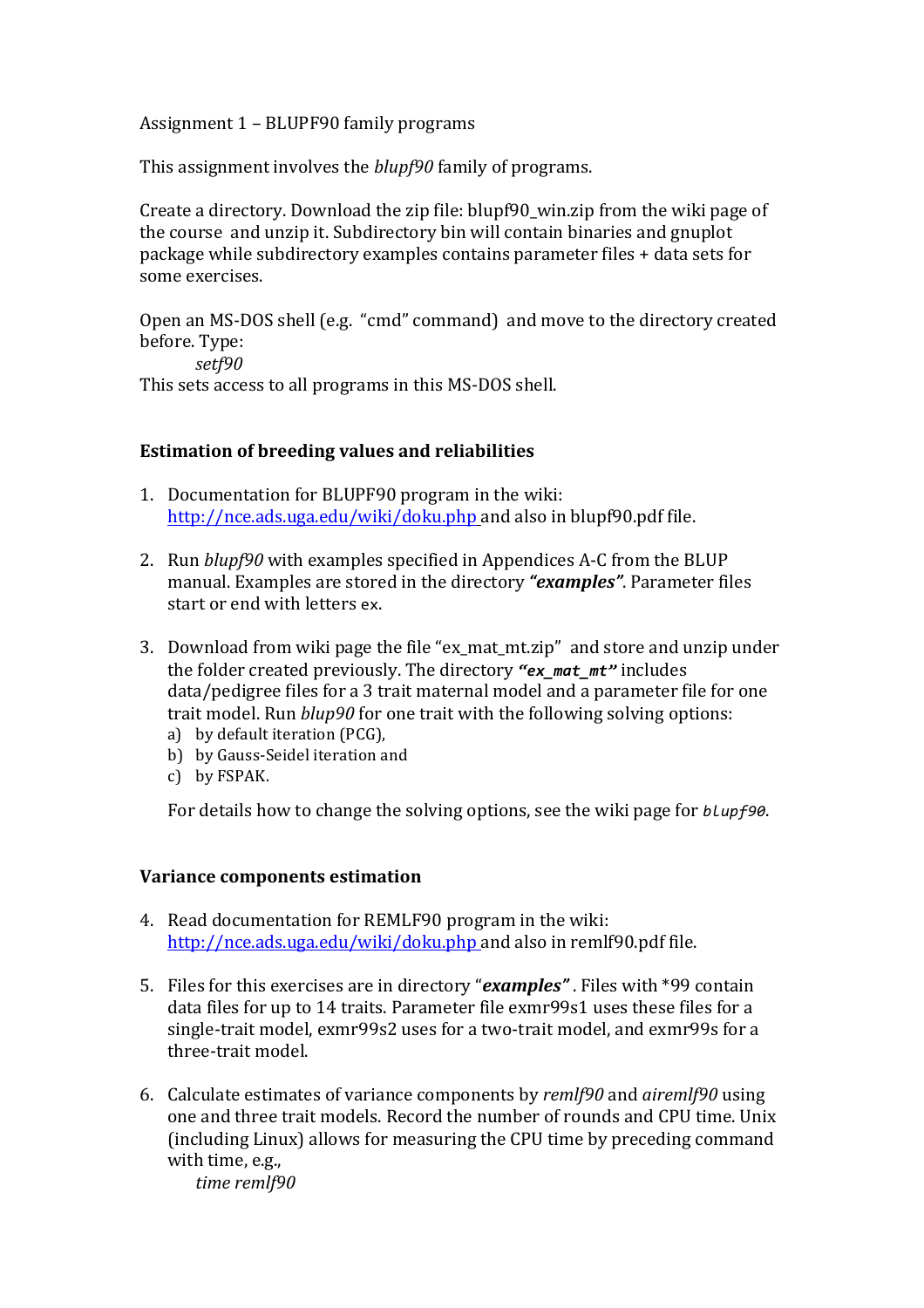Assignment 1 – BLUPF90 family programs

This assignment involves the *blupf90* family of programs.

Create a directory. Download the zip file: blupf90_win.zip from the wiki page of the course and unzip it. Subdirectory bin will contain binaries and gnuplot package while subdirectory examples contains parameter files + data sets for some exercises.

Open an MS-DOS shell (e.g. "cmd" command) and move to the directory created before. Type:

*setf90*

This sets access to all programs in this MS-DOS shell.

### Estimation of breeding values and reliabilities

1. Documentation for BLUPF90 program in the wiki: [http://nce.ads.uga.edu/wiki/doku.php](http://nce.ads.uga.edu/wiki/doku.php) and also in blupf90.pdf file.

2. Run *blupf90* with examples specified in Appendices A-C from the BLUP manual. Examples are stored in the directory ***"examples"***. Parameter files start or end with letters ex.

3. Download from wiki page the file "ex_mat_mt.zip" and store and unzip under the folder created previously. The directory ***"ex_mat_mt"*** includes data/pedigree files for a 3 trait maternal model and a parameter file for one trait model. Run *blup90* for one trait with the following solving options:
   a) by default iteration (PCG),
   b) by Gauss-Seidel iteration and
   c) by FSPAK.

   For details how to change the solving options, see the wiki page for *blupf90*.

### Variance components estimation

4. Read documentation for REMLF90 program in the wiki: [http://nce.ads.uga.edu/wiki/doku.php](http://nce.ads.uga.edu/wiki/doku.php) and also in remlf90.pdf file.

5. Files for this exercises are in directory "***examples"*** . Files with *99 contain data files for up to 14 traits. Parameter file exmr99s1 uses these files for a single-trait model, exmr99s2 uses for a two-trait model, and exmr99s for a three-trait model.

6. Calculate estimates of variance components by *remlf90* and *airemlf90* using one and three trait models. Record the number of rounds and CPU time. Unix (including Linux) allows for measuring the CPU time by preceding command with time, e.g.,

   *time remlf90*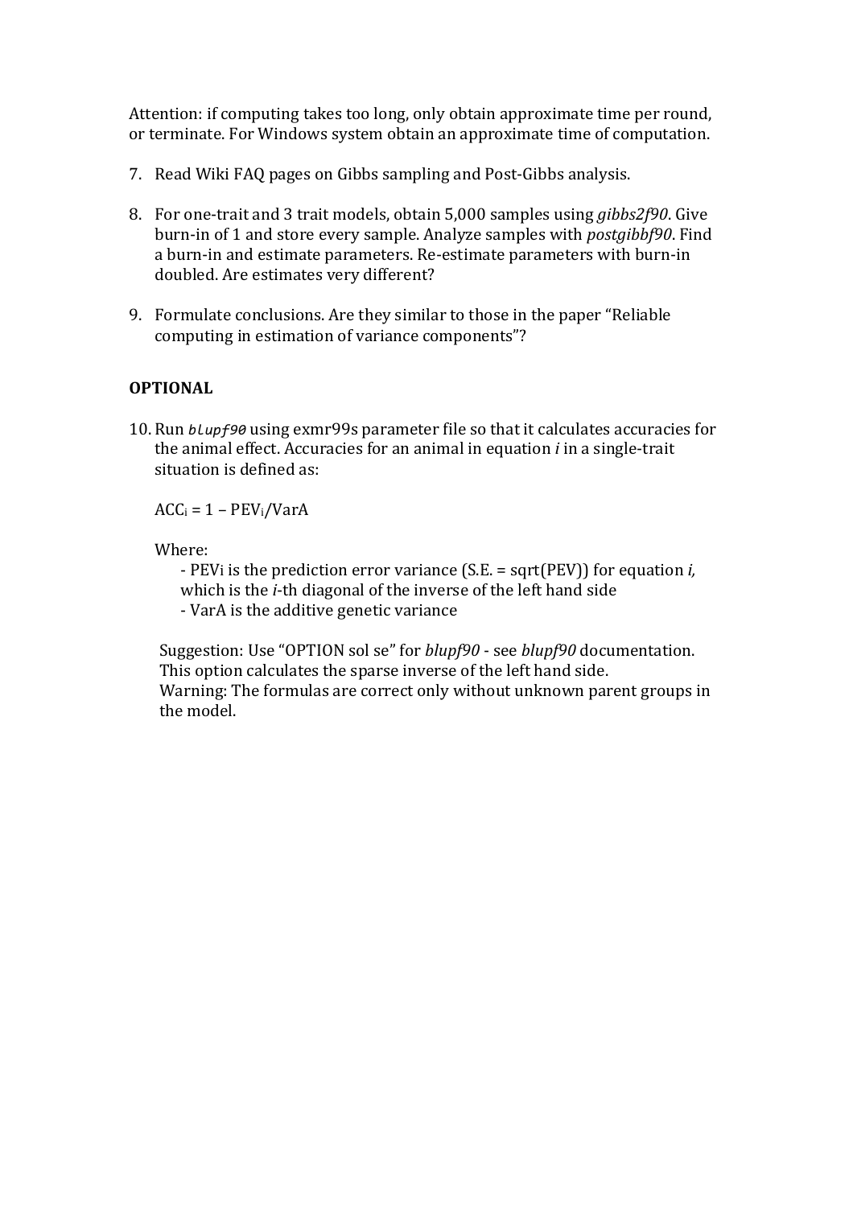Attention: if computing takes too long, only obtain approximate time per round, or terminate. For Windows system obtain an approximate time of computation.

7. Read Wiki FAQ pages on Gibbs sampling and Post-Gibbs analysis.

8. For one-trait and 3 trait models, obtain 5,000 samples using *gibbs2f90*. Give burn-in of 1 and store every sample. Analyze samples with *postgibbf90*. Find a burn-in and estimate parameters. Re-estimate parameters with burn-in doubled. Are estimates very different?

9. Formulate conclusions. Are they similar to those in the paper "Reliable computing in estimation of variance components"?

**OPTIONAL**

10. Run `blupf90` using exmr99s parameter file so that it calculates accuracies for the animal effect. Accuracies for an animal in equation *i* in a single-trait situation is defined as:

    $ACC_i = 1 - PEV_i/VarA$

    Where:
    - $PEV_i$ is the prediction error variance (S.E. = sqrt(PEV)) for equation *i*, which is the *i*-th diagonal of the inverse of the left hand side
    - VarA is the additive genetic variance

    Suggestion: Use "OPTION sol se" for *blupf90* - see *blupf90* documentation. This option calculates the sparse inverse of the left hand side.
    Warning: The formulas are correct only without unknown parent groups in the model.